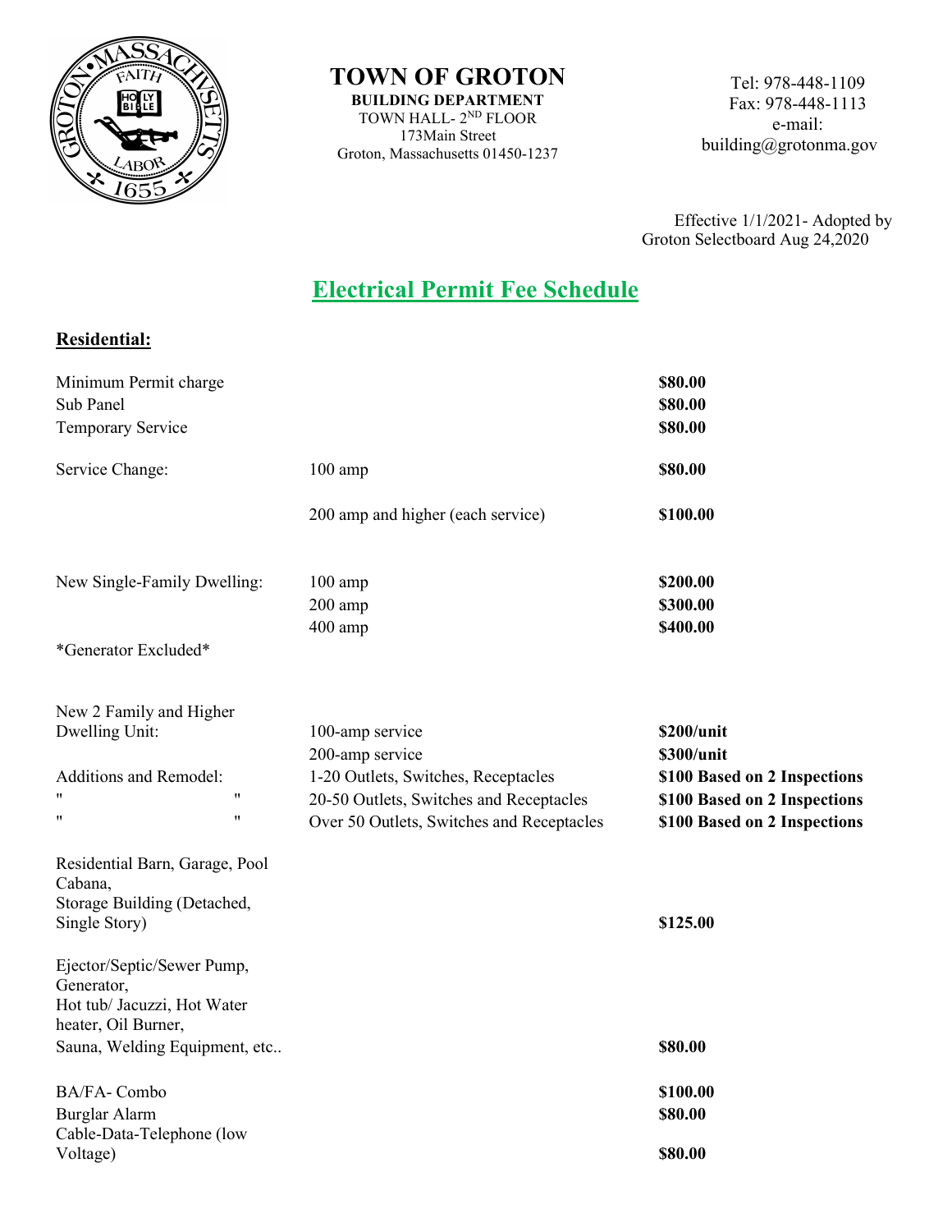# TOWN OF GROTON

**BUILDING DEPARTMENT**
TOWN HALL- 2ND FLOOR
173Main Street
Groton, Massachusetts 01450-1237

Tel: 978-448-1109
Fax: 978-448-1113
e-mail:
building@grotonma.gov

Effective 1/1/2021- Adopted by
Groton Selectboard Aug 24,2020

## Electrical Permit Fee Schedule

**Residential:**

| | | |
|---|---|---|
| Minimum Permit charge | | **$80.00** |
| Sub Panel | | **$80.00** |
| Temporary Service | | **$80.00** |
| Service Change: | 100 amp | **$80.00** |
| | 200 amp and higher (each service) | **$100.00** |
| New Single-Family Dwelling: | 100 amp | **$200.00** |
| | 200 amp | **$300.00** |
| | 400 amp | **$400.00** |
| *Generator Excluded* | | |
| New 2 Family and Higher Dwelling Unit: | 100-amp service | **$200/unit** |
| | 200-amp service | **$300/unit** |
| Additions and Remodel: | 1-20 Outlets, Switches, Receptacles | **$100 Based on 2 Inspections** |
| " " | 20-50 Outlets, Switches and Receptacles | **$100 Based on 2 Inspections** |
| " " | Over 50 Outlets, Switches and Receptacles | **$100 Based on 2 Inspections** |
| Residential Barn, Garage, Pool Cabana, Storage Building (Detached, Single Story) | | **$125.00** |
| Ejector/Septic/Sewer Pump, Generator, Hot tub/ Jacuzzi, Hot Water heater, Oil Burner, Sauna, Welding Equipment, etc.. | | **$80.00** |
| BA/FA- Combo | | **$100.00** |
| Burglar Alarm | | **$80.00** |
| Cable-Data-Telephone (low Voltage) | | **$80.00** |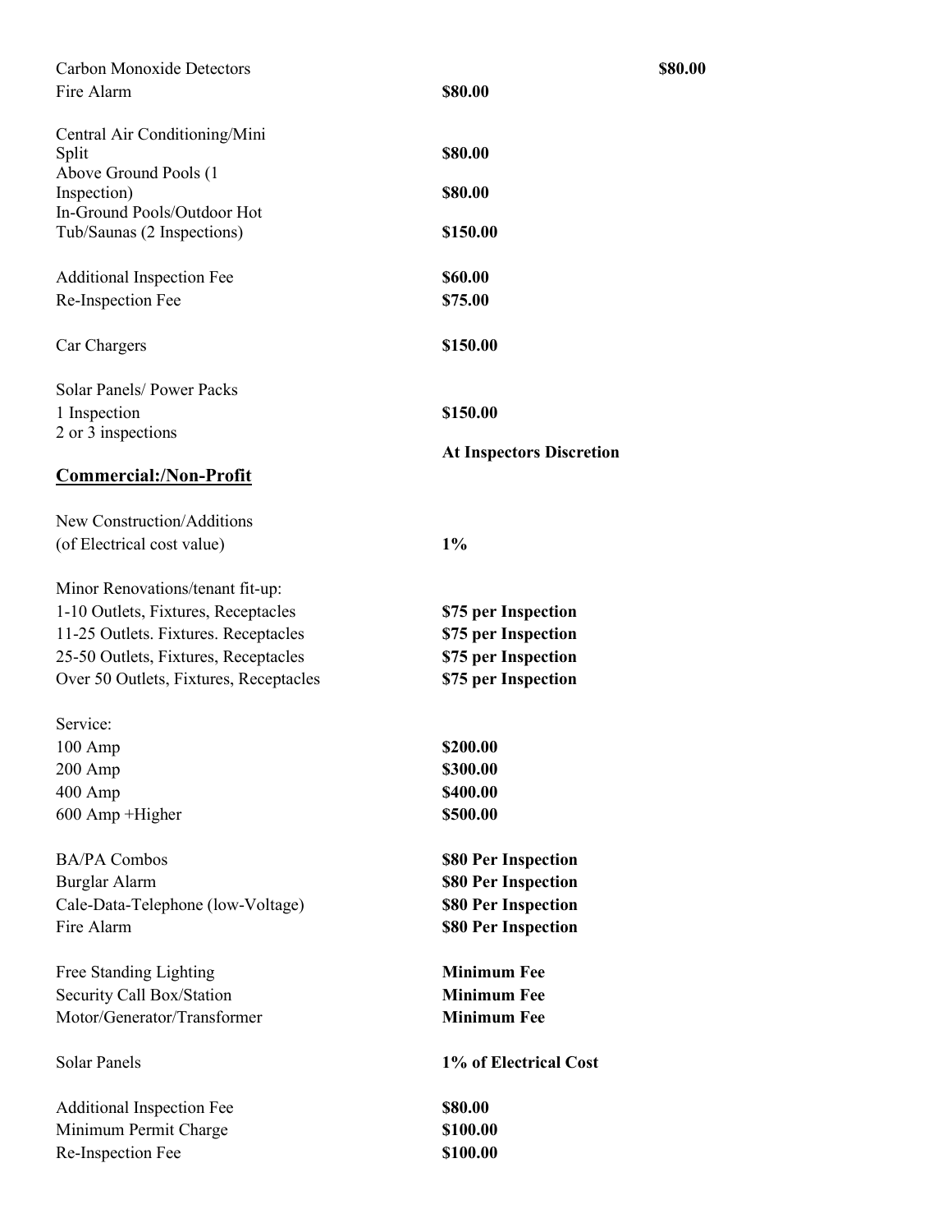| | |
|---|---|
| Carbon Monoxide Detectors | **$80.00** |
| Fire Alarm | **$80.00** |
| Central Air Conditioning/Mini Split | **$80.00** |
| Above Ground Pools (1 Inspection) | **$80.00** |
| In-Ground Pools/Outdoor Hot Tub/Saunas (2 Inspections) | **$150.00** |
| Additional Inspection Fee | **$60.00** |
| Re-Inspection Fee | **$75.00** |
| Car Chargers | **$150.00** |
| Solar Panels/ Power Packs | |
| 1 Inspection | **$150.00** |
| 2 or 3 inspections | **At Inspectors Discretion** |

## **Commercial:/Non-Profit**

| | |
|---|---|
| New Construction/Additions (of Electrical cost value) | **1%** |
| Minor Renovations/tenant fit-up: | |
| 1-10 Outlets, Fixtures, Receptacles | **$75 per Inspection** |
| 11-25 Outlets. Fixtures. Receptacles | **$75 per Inspection** |
| 25-50 Outlets, Fixtures, Receptacles | **$75 per Inspection** |
| Over 50 Outlets, Fixtures, Receptacles | **$75 per Inspection** |
| Service: | |
| 100 Amp | **$200.00** |
| 200 Amp | **$300.00** |
| 400 Amp | **$400.00** |
| 600 Amp +Higher | **$500.00** |
| BA/PA Combos | **$80 Per Inspection** |
| Burglar Alarm | **$80 Per Inspection** |
| Cale-Data-Telephone (low-Voltage) | **$80 Per Inspection** |
| Fire Alarm | **$80 Per Inspection** |
| Free Standing Lighting | **Minimum Fee** |
| Security Call Box/Station | **Minimum Fee** |
| Motor/Generator/Transformer | **Minimum Fee** |
| Solar Panels | **1% of Electrical Cost** |
| Additional Inspection Fee | **$80.00** |
| Minimum Permit Charge | **$100.00** |
| Re-Inspection Fee | **$100.00** |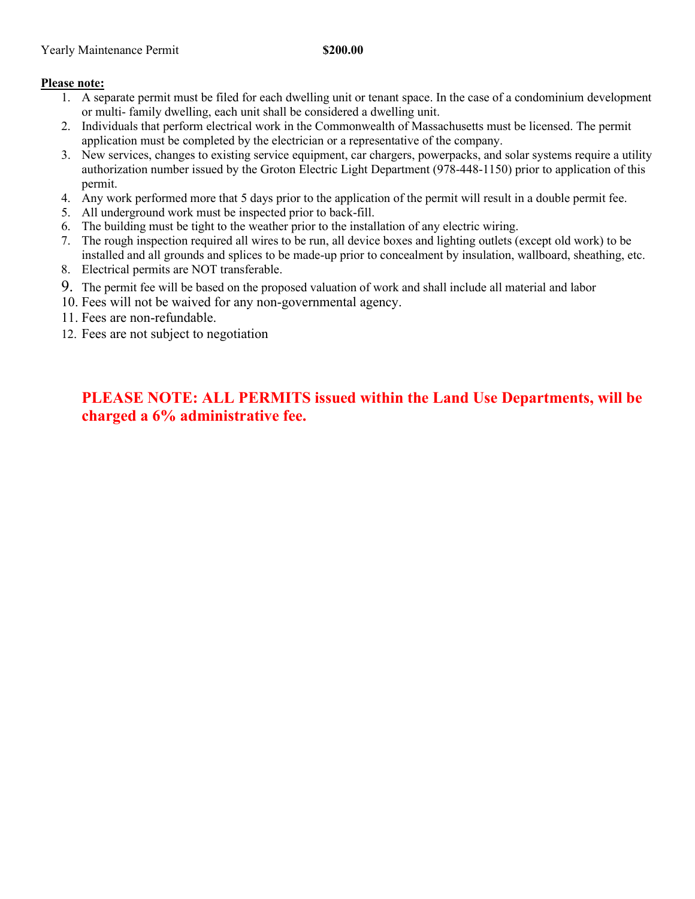Yearly Maintenance Permit **$200.00**

**Please note:**

1. A separate permit must be filed for each dwelling unit or tenant space. In the case of a condominium development or multi- family dwelling, each unit shall be considered a dwelling unit.
2. Individuals that perform electrical work in the Commonwealth of Massachusetts must be licensed. The permit application must be completed by the electrician or a representative of the company.
3. New services, changes to existing service equipment, car chargers, powerpacks, and solar systems require a utility authorization number issued by the Groton Electric Light Department (978-448-1150) prior to application of this permit.
4. Any work performed more that 5 days prior to the application of the permit will result in a double permit fee.
5. All underground work must be inspected prior to back-fill.
6. The building must be tight to the weather prior to the installation of any electric wiring.
7. The rough inspection required all wires to be run, all device boxes and lighting outlets (except old work) to be installed and all grounds and splices to be made-up prior to concealment by insulation, wallboard, sheathing, etc.
8. Electrical permits are NOT transferable.
9. The permit fee will be based on the proposed valuation of work and shall include all material and labor
10. Fees will not be waived for any non-governmental agency.
11. Fees are non-refundable.
12. Fees are not subject to negotiation

**PLEASE NOTE: ALL PERMITS issued within the Land Use Departments, will be charged a 6% administrative fee.**